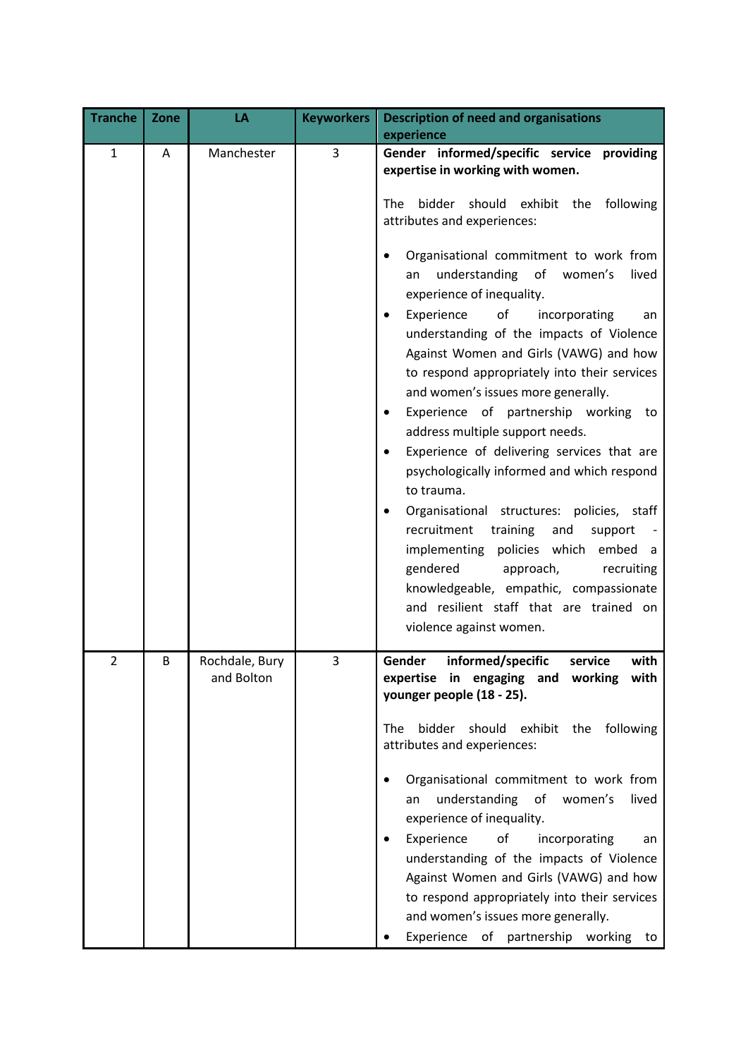| Tranche | Zone | LA | Keyworkers | Description of need and organisations experience |
|---|---|---|---|---|
| 1 | A | Manchester | 3 | **Gender informed/specific service providing expertise in working with women.**<br><br>The bidder should exhibit the following attributes and experiences:<br><br>• Organisational commitment to work from an understanding of women's lived experience of inequality.<br>• Experience of incorporating an understanding of the impacts of Violence Against Women and Girls (VAWG) and how to respond appropriately into their services and women's issues more generally.<br>• Experience of partnership working to address multiple support needs.<br>• Experience of delivering services that are psychologically informed and which respond to trauma.<br>• Organisational structures: policies, staff recruitment training and support - implementing policies which embed a gendered approach, recruiting knowledgeable, empathic, compassionate and resilient staff that are trained on violence against women. |
| 2 | B | Rochdale, Bury and Bolton | 3 | **Gender informed/specific service with expertise in engaging and working with younger people (18 - 25).**<br><br>The bidder should exhibit the following attributes and experiences:<br><br>• Organisational commitment to work from an understanding of women's lived experience of inequality.<br>• Experience of incorporating an understanding of the impacts of Violence Against Women and Girls (VAWG) and how to respond appropriately into their services and women's issues more generally.<br>• Experience of partnership working to |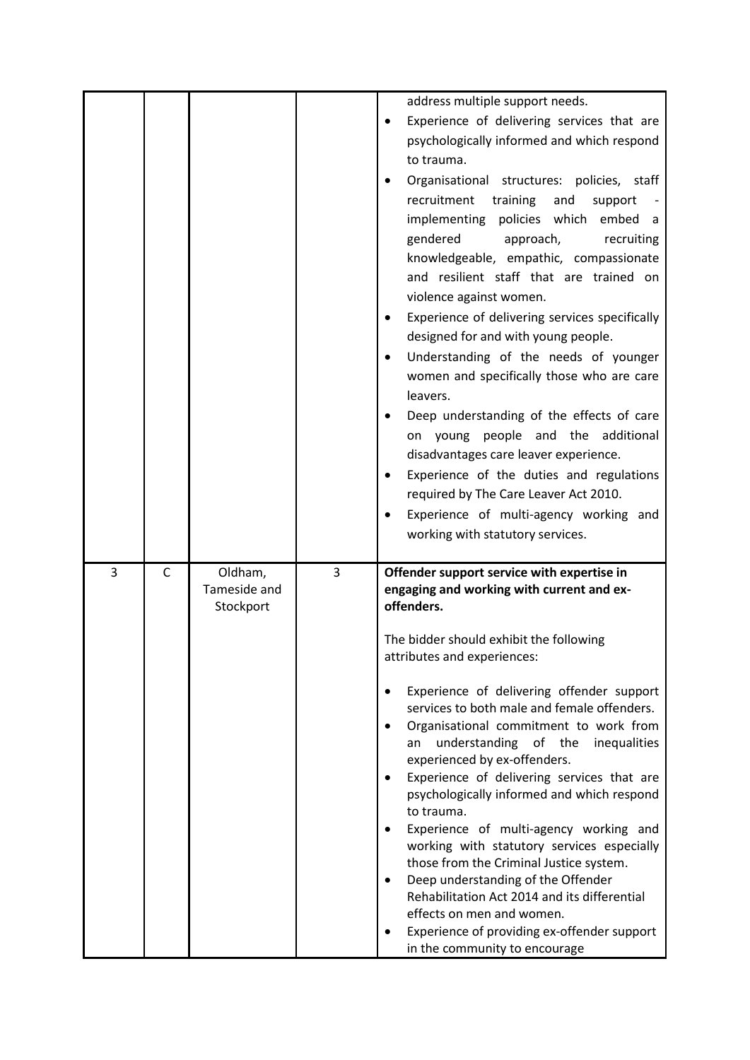| | | | | |
|---|---|---|---|---|
| | | | | address multiple support needs.<br>• Experience of delivering services that are psychologically informed and which respond to trauma.<br>• Organisational structures: policies, staff recruitment training and support - implementing policies which embed a gendered approach, recruiting knowledgeable, empathic, compassionate and resilient staff that are trained on violence against women.<br>• Experience of delivering services specifically designed for and with young people.<br>• Understanding of the needs of younger women and specifically those who are care leavers.<br>• Deep understanding of the effects of care on young people and the additional disadvantages care leaver experience.<br>• Experience of the duties and regulations required by The Care Leaver Act 2010.<br>• Experience of multi-agency working and working with statutory services. |
| 3 | C | Oldham, Tameside and Stockport | 3 | **Offender support service with expertise in engaging and working with current and ex-offenders.**<br><br>The bidder should exhibit the following attributes and experiences:<br><br>• Experience of delivering offender support services to both male and female offenders.<br>• Organisational commitment to work from an understanding of the inequalities experienced by ex-offenders.<br>• Experience of delivering services that are psychologically informed and which respond to trauma.<br>• Experience of multi-agency working and working with statutory services especially those from the Criminal Justice system.<br>• Deep understanding of the Offender Rehabilitation Act 2014 and its differential effects on men and women.<br>• Experience of providing ex-offender support in the community to encourage |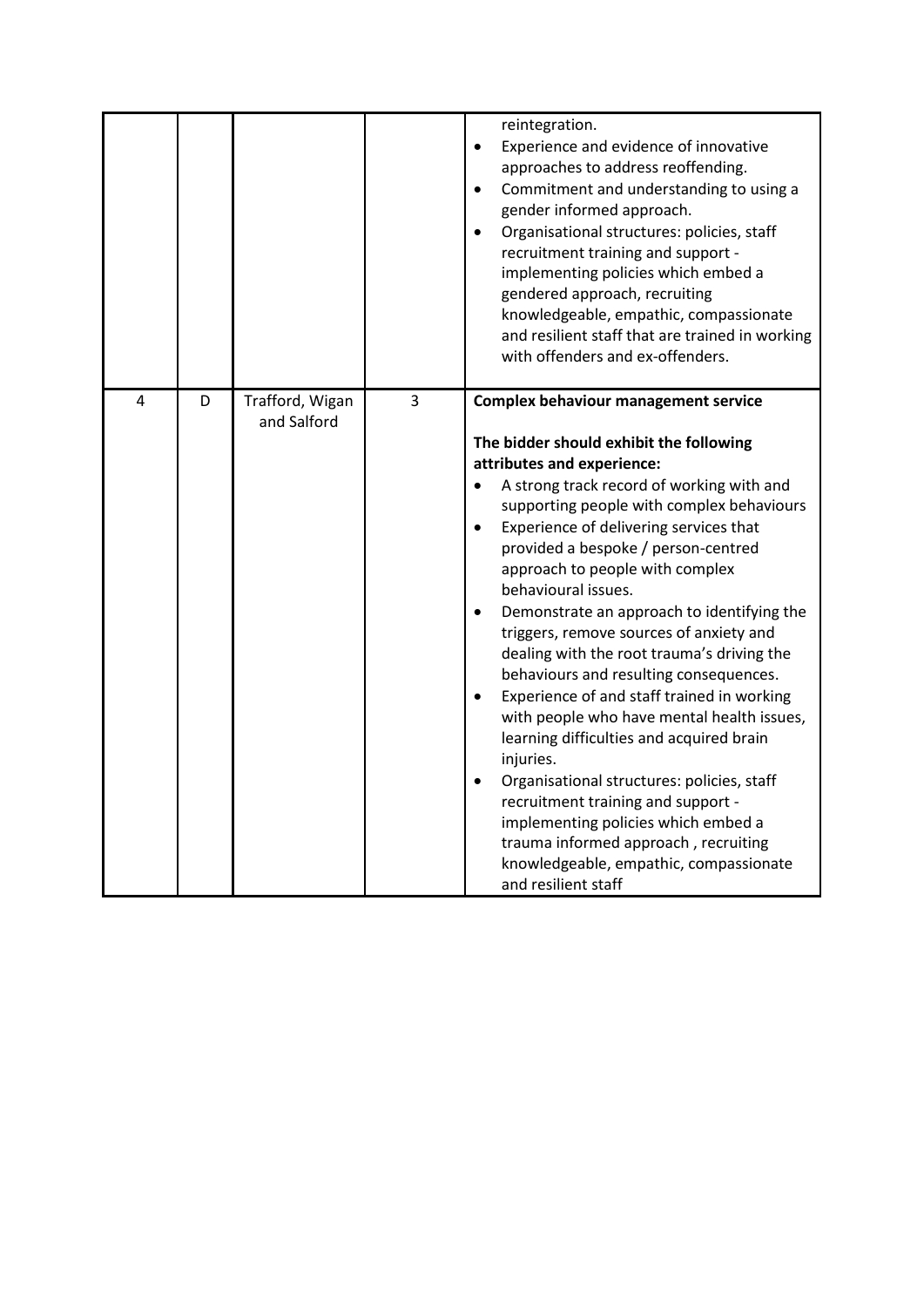| | | | | |
|---|---|---|---|---|
| | | | | reintegration.<br>• Experience and evidence of innovative approaches to address reoffending.<br>• Commitment and understanding to using a gender informed approach.<br>• Organisational structures: policies, staff recruitment training and support - implementing policies which embed a gendered approach, recruiting knowledgeable, empathic, compassionate and resilient staff that are trained in working with offenders and ex-offenders. |
| 4 | D | Trafford, Wigan and Salford | 3 | **Complex behaviour management service**<br><br>**The bidder should exhibit the following attributes and experience:**<br>• A strong track record of working with and supporting people with complex behaviours<br>• Experience of delivering services that provided a bespoke / person-centred approach to people with complex behavioural issues.<br>• Demonstrate an approach to identifying the triggers, remove sources of anxiety and dealing with the root trauma's driving the behaviours and resulting consequences.<br>• Experience of and staff trained in working with people who have mental health issues, learning difficulties and acquired brain injuries.<br>• Organisational structures: policies, staff recruitment training and support - implementing policies which embed a trauma informed approach , recruiting knowledgeable, empathic, compassionate and resilient staff |